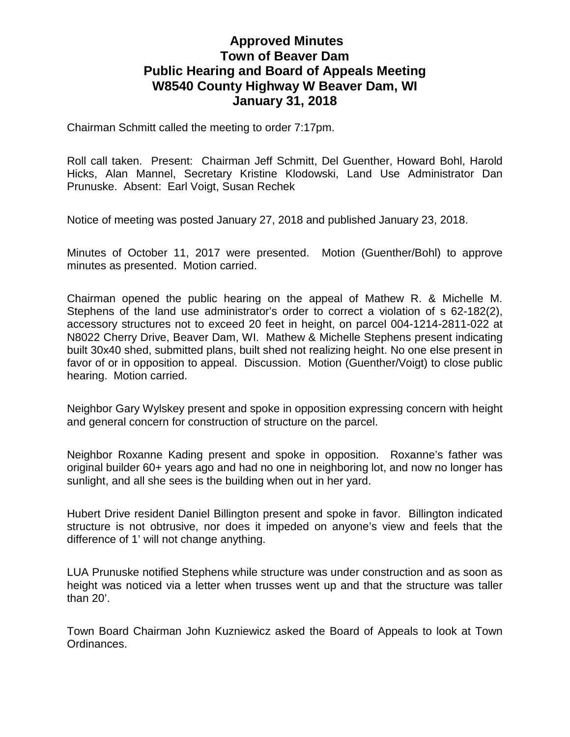# Approved Minutes
# Town of Beaver Dam
# Public Hearing and Board of Appeals Meeting
# W8540 County Highway W Beaver Dam, WI
# January 31, 2018

Chairman Schmitt called the meeting to order 7:17pm.

Roll call taken. Present: Chairman Jeff Schmitt, Del Guenther, Howard Bohl, Harold Hicks, Alan Mannel, Secretary Kristine Klodowski, Land Use Administrator Dan Prunuske. Absent: Earl Voigt, Susan Rechek

Notice of meeting was posted January 27, 2018 and published January 23, 2018.

Minutes of October 11, 2017 were presented. Motion (Guenther/Bohl) to approve minutes as presented. Motion carried.

Chairman opened the public hearing on the appeal of Mathew R. & Michelle M. Stephens of the land use administrator's order to correct a violation of s 62-182(2), accessory structures not to exceed 20 feet in height, on parcel 004-1214-2811-022 at N8022 Cherry Drive, Beaver Dam, WI. Mathew & Michelle Stephens present indicating built 30x40 shed, submitted plans, built shed not realizing height. No one else present in favor of or in opposition to appeal. Discussion. Motion (Guenther/Voigt) to close public hearing. Motion carried.

Neighbor Gary Wylskey present and spoke in opposition expressing concern with height and general concern for construction of structure on the parcel.

Neighbor Roxanne Kading present and spoke in opposition. Roxanne's father was original builder 60+ years ago and had no one in neighboring lot, and now no longer has sunlight, and all she sees is the building when out in her yard.

Hubert Drive resident Daniel Billington present and spoke in favor. Billington indicated structure is not obtrusive, nor does it impeded on anyone's view and feels that the difference of 1' will not change anything.

LUA Prunuske notified Stephens while structure was under construction and as soon as height was noticed via a letter when trusses went up and that the structure was taller than 20'.

Town Board Chairman John Kuzniewicz asked the Board of Appeals to look at Town Ordinances.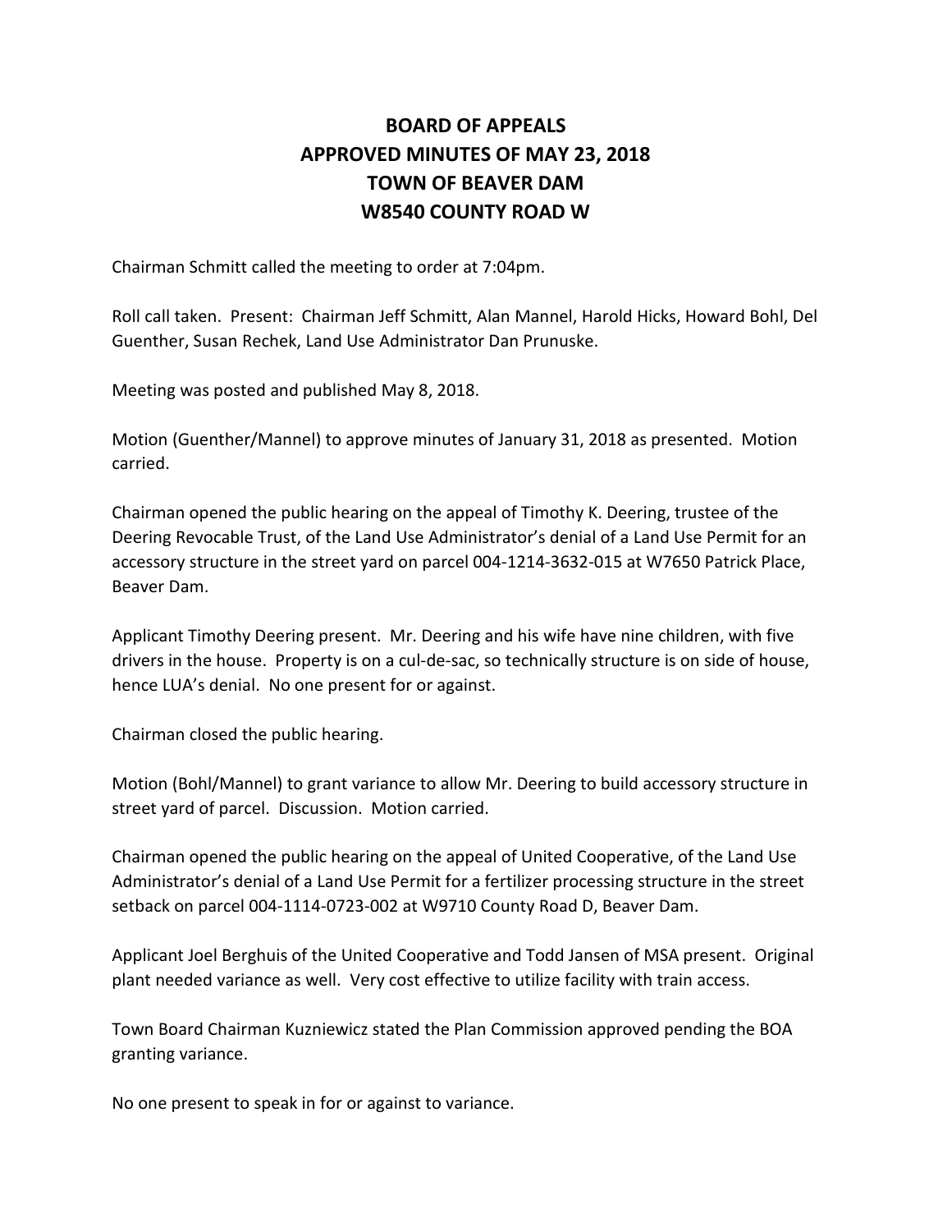# BOARD OF APPEALS
# APPROVED MINUTES OF MAY 23, 2018
# TOWN OF BEAVER DAM
# W8540 COUNTY ROAD W

Chairman Schmitt called the meeting to order at 7:04pm.

Roll call taken. Present: Chairman Jeff Schmitt, Alan Mannel, Harold Hicks, Howard Bohl, Del Guenther, Susan Rechek, Land Use Administrator Dan Prunuske.

Meeting was posted and published May 8, 2018.

Motion (Guenther/Mannel) to approve minutes of January 31, 2018 as presented. Motion carried.

Chairman opened the public hearing on the appeal of Timothy K. Deering, trustee of the Deering Revocable Trust, of the Land Use Administrator's denial of a Land Use Permit for an accessory structure in the street yard on parcel 004-1214-3632-015 at W7650 Patrick Place, Beaver Dam.

Applicant Timothy Deering present. Mr. Deering and his wife have nine children, with five drivers in the house. Property is on a cul-de-sac, so technically structure is on side of house, hence LUA's denial. No one present for or against.

Chairman closed the public hearing.

Motion (Bohl/Mannel) to grant variance to allow Mr. Deering to build accessory structure in street yard of parcel. Discussion. Motion carried.

Chairman opened the public hearing on the appeal of United Cooperative, of the Land Use Administrator's denial of a Land Use Permit for a fertilizer processing structure in the street setback on parcel 004-1114-0723-002 at W9710 County Road D, Beaver Dam.

Applicant Joel Berghuis of the United Cooperative and Todd Jansen of MSA present. Original plant needed variance as well. Very cost effective to utilize facility with train access.

Town Board Chairman Kuzniewicz stated the Plan Commission approved pending the BOA granting variance.

No one present to speak in for or against to variance.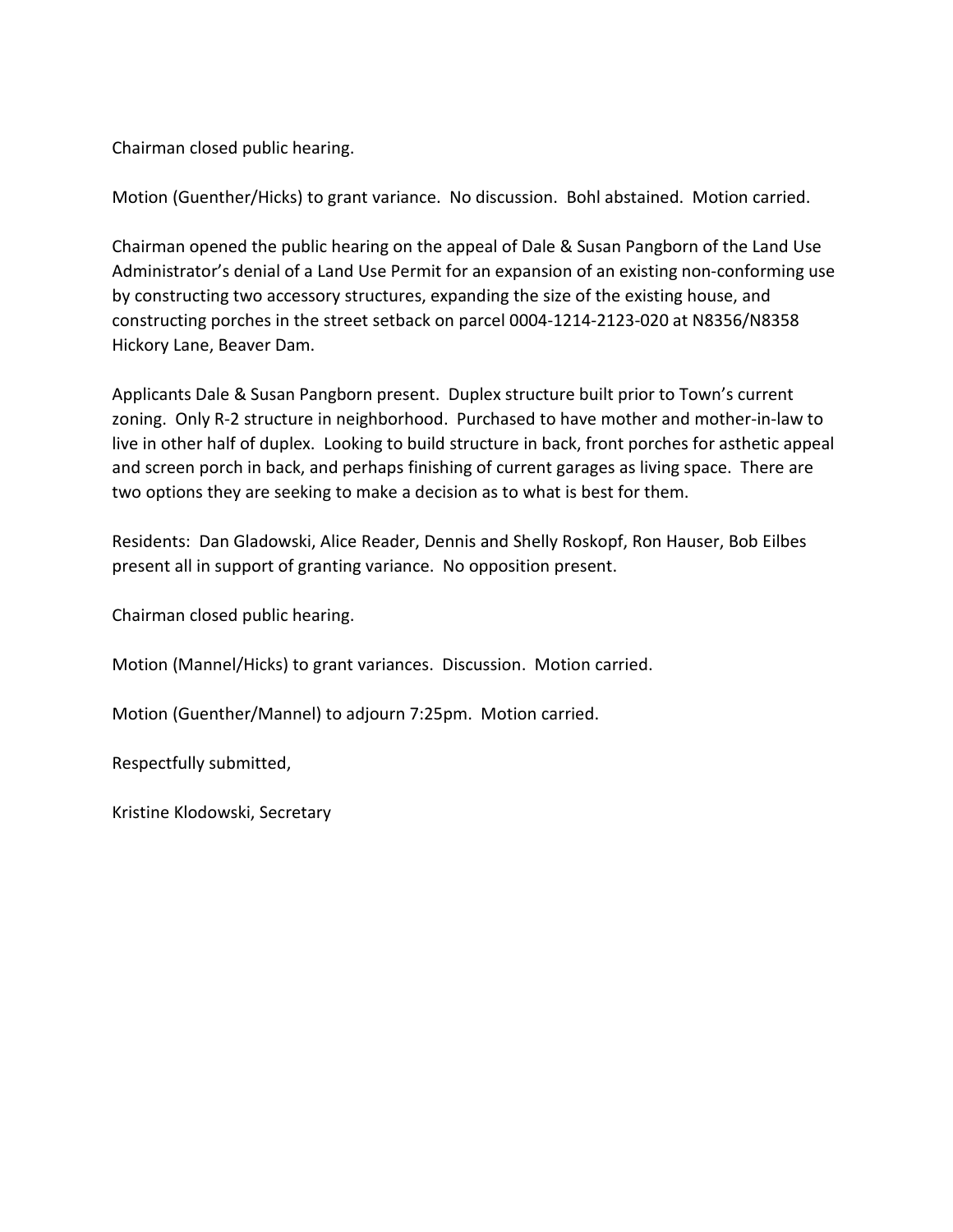Chairman closed public hearing.

Motion (Guenther/Hicks) to grant variance. No discussion. Bohl abstained. Motion carried.

Chairman opened the public hearing on the appeal of Dale & Susan Pangborn of the Land Use Administrator's denial of a Land Use Permit for an expansion of an existing non-conforming use by constructing two accessory structures, expanding the size of the existing house, and constructing porches in the street setback on parcel 0004-1214-2123-020 at N8356/N8358 Hickory Lane, Beaver Dam.

Applicants Dale & Susan Pangborn present. Duplex structure built prior to Town's current zoning. Only R-2 structure in neighborhood. Purchased to have mother and mother-in-law to live in other half of duplex. Looking to build structure in back, front porches for asthetic appeal and screen porch in back, and perhaps finishing of current garages as living space. There are two options they are seeking to make a decision as to what is best for them.

Residents: Dan Gladowski, Alice Reader, Dennis and Shelly Roskopf, Ron Hauser, Bob Eilbes present all in support of granting variance. No opposition present.

Chairman closed public hearing.

Motion (Mannel/Hicks) to grant variances. Discussion. Motion carried.

Motion (Guenther/Mannel) to adjourn 7:25pm. Motion carried.

Respectfully submitted,

Kristine Klodowski, Secretary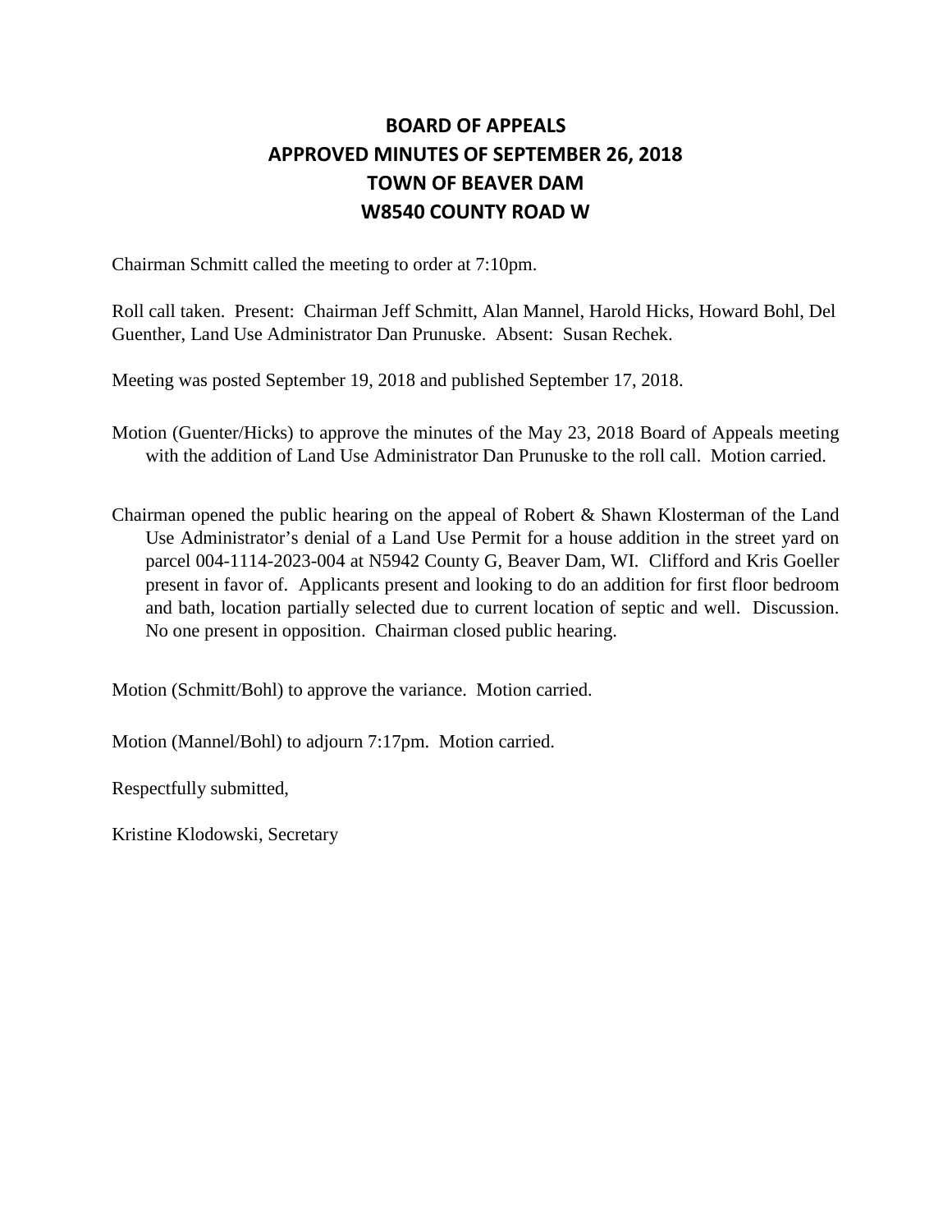# BOARD OF APPEALS
# APPROVED MINUTES OF SEPTEMBER 26, 2018
# TOWN OF BEAVER DAM
# W8540 COUNTY ROAD W

Chairman Schmitt called the meeting to order at 7:10pm.

Roll call taken. Present: Chairman Jeff Schmitt, Alan Mannel, Harold Hicks, Howard Bohl, Del Guenther, Land Use Administrator Dan Prunuske. Absent: Susan Rechek.

Meeting was posted September 19, 2018 and published September 17, 2018.

Motion (Guenter/Hicks) to approve the minutes of the May 23, 2018 Board of Appeals meeting with the addition of Land Use Administrator Dan Prunuske to the roll call. Motion carried.

Chairman opened the public hearing on the appeal of Robert & Shawn Klosterman of the Land Use Administrator's denial of a Land Use Permit for a house addition in the street yard on parcel 004-1114-2023-004 at N5942 County G, Beaver Dam, WI. Clifford and Kris Goeller present in favor of. Applicants present and looking to do an addition for first floor bedroom and bath, location partially selected due to current location of septic and well. Discussion. No one present in opposition. Chairman closed public hearing.

Motion (Schmitt/Bohl) to approve the variance. Motion carried.

Motion (Mannel/Bohl) to adjourn 7:17pm. Motion carried.

Respectfully submitted,

Kristine Klodowski, Secretary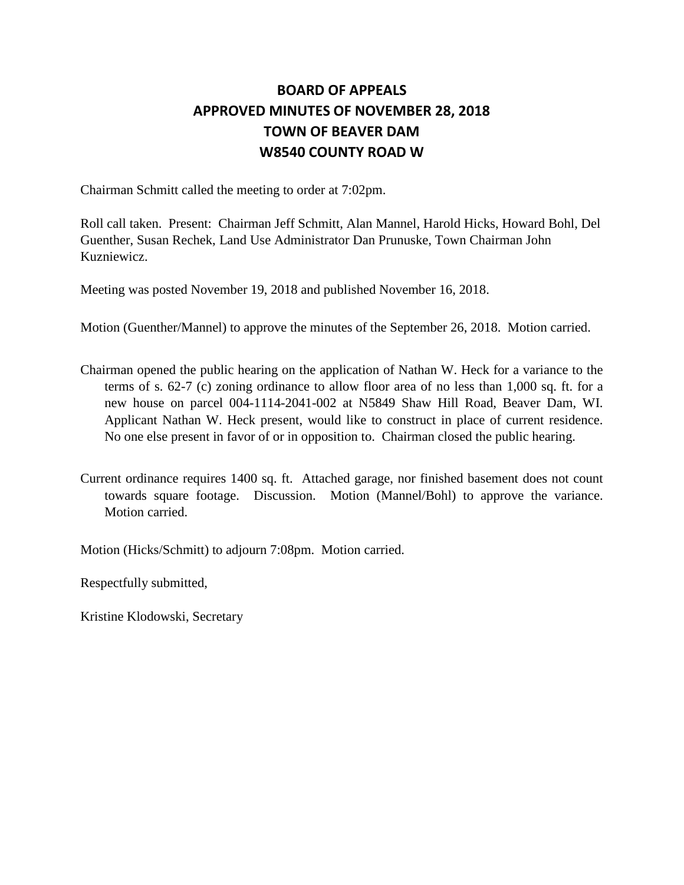# BOARD OF APPEALS
# APPROVED MINUTES OF NOVEMBER 28, 2018
# TOWN OF BEAVER DAM
# W8540 COUNTY ROAD W

Chairman Schmitt called the meeting to order at 7:02pm.

Roll call taken. Present: Chairman Jeff Schmitt, Alan Mannel, Harold Hicks, Howard Bohl, Del Guenther, Susan Rechek, Land Use Administrator Dan Prunuske, Town Chairman John Kuzniewicz.

Meeting was posted November 19, 2018 and published November 16, 2018.

Motion (Guenther/Mannel) to approve the minutes of the September 26, 2018. Motion carried.

Chairman opened the public hearing on the application of Nathan W. Heck for a variance to the terms of s. 62-7 (c) zoning ordinance to allow floor area of no less than 1,000 sq. ft. for a new house on parcel 004-1114-2041-002 at N5849 Shaw Hill Road, Beaver Dam, WI. Applicant Nathan W. Heck present, would like to construct in place of current residence. No one else present in favor of or in opposition to. Chairman closed the public hearing.

Current ordinance requires 1400 sq. ft. Attached garage, nor finished basement does not count towards square footage. Discussion. Motion (Mannel/Bohl) to approve the variance. Motion carried.

Motion (Hicks/Schmitt) to adjourn 7:08pm. Motion carried.

Respectfully submitted,

Kristine Klodowski, Secretary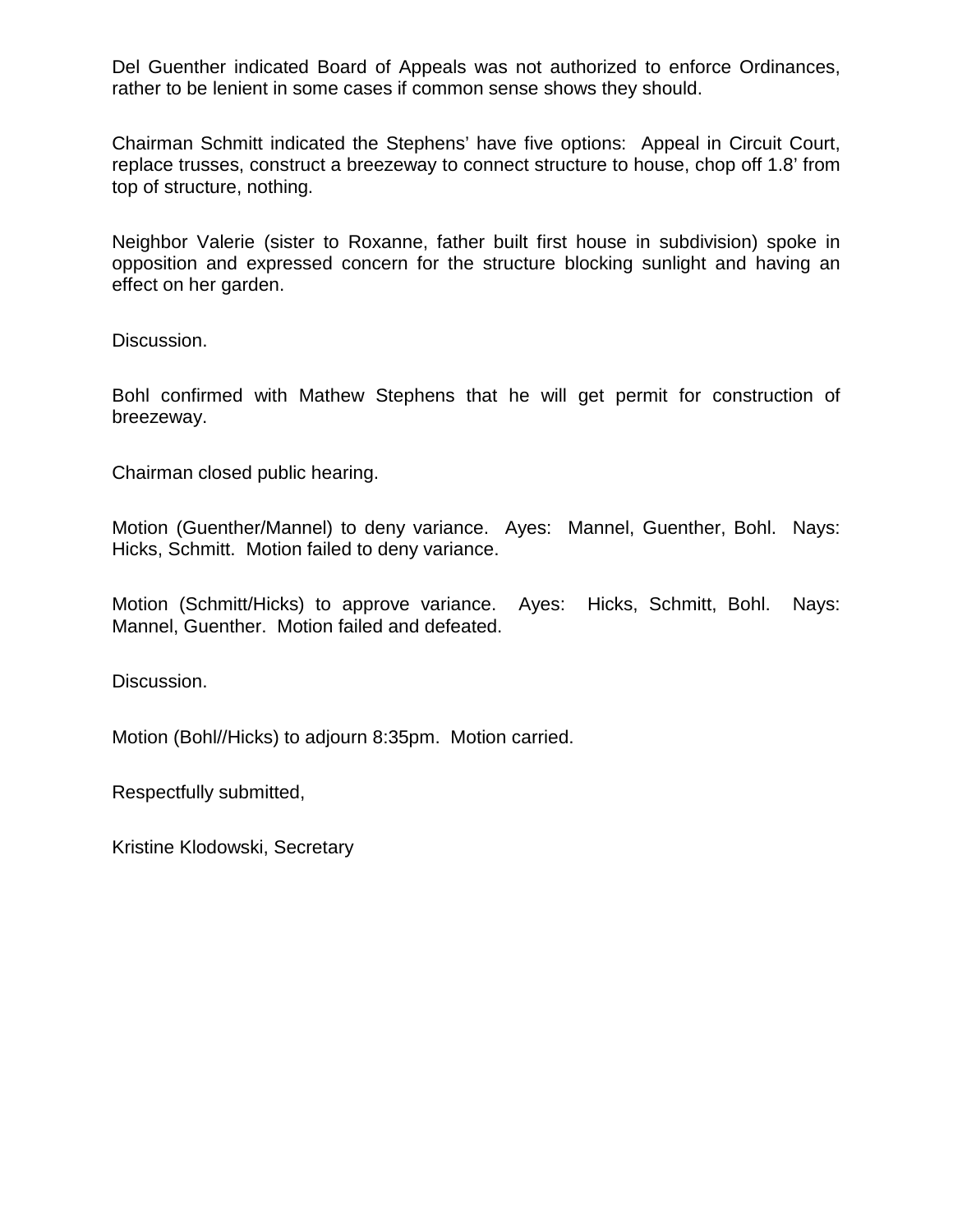Del Guenther indicated Board of Appeals was not authorized to enforce Ordinances, rather to be lenient in some cases if common sense shows they should.

Chairman Schmitt indicated the Stephens' have five options: Appeal in Circuit Court, replace trusses, construct a breezeway to connect structure to house, chop off 1.8' from top of structure, nothing.

Neighbor Valerie (sister to Roxanne, father built first house in subdivision) spoke in opposition and expressed concern for the structure blocking sunlight and having an effect on her garden.

Discussion.

Bohl confirmed with Mathew Stephens that he will get permit for construction of breezeway.

Chairman closed public hearing.

Motion (Guenther/Mannel) to deny variance. Ayes: Mannel, Guenther, Bohl. Nays: Hicks, Schmitt. Motion failed to deny variance.

Motion (Schmitt/Hicks) to approve variance. Ayes: Hicks, Schmitt, Bohl. Nays: Mannel, Guenther. Motion failed and defeated.

Discussion.

Motion (Bohl//Hicks) to adjourn 8:35pm. Motion carried.

Respectfully submitted,

Kristine Klodowski, Secretary